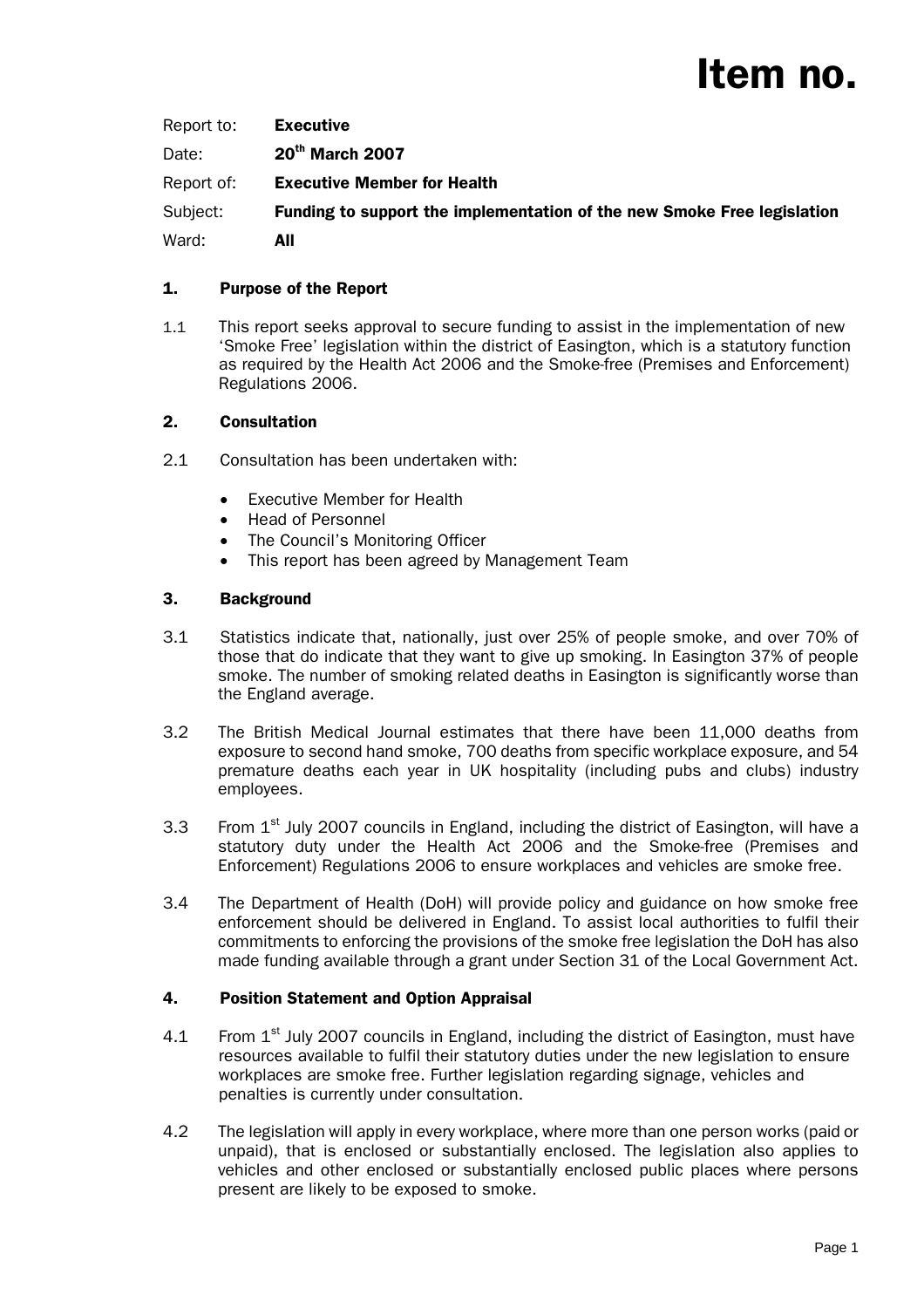# Item no.

Report to: **Executive**

Date: **20th March 2007**

Report of: **Executive Member for Health**

Subject: **Funding to support the implementation of the new Smoke Free legislation**

Ward: **All**

## 1. Purpose of the Report

1.1 This report seeks approval to secure funding to assist in the implementation of new 'Smoke Free' legislation within the district of Easington, which is a statutory function as required by the Health Act 2006 and the Smoke-free (Premises and Enforcement) Regulations 2006.

## 2. Consultation

2.1 Consultation has been undertaken with:

- Executive Member for Health
- Head of Personnel
- The Council's Monitoring Officer
- This report has been agreed by Management Team

## 3. Background

3.1 Statistics indicate that, nationally, just over 25% of people smoke, and over 70% of those that do indicate that they want to give up smoking. In Easington 37% of people smoke. The number of smoking related deaths in Easington is significantly worse than the England average.

3.2 The British Medical Journal estimates that there have been 11,000 deaths from exposure to second hand smoke, 700 deaths from specific workplace exposure, and 54 premature deaths each year in UK hospitality (including pubs and clubs) industry employees.

3.3 From 1st July 2007 councils in England, including the district of Easington, will have a statutory duty under the Health Act 2006 and the Smoke-free (Premises and Enforcement) Regulations 2006 to ensure workplaces and vehicles are smoke free.

3.4 The Department of Health (DoH) will provide policy and guidance on how smoke free enforcement should be delivered in England. To assist local authorities to fulfil their commitments to enforcing the provisions of the smoke free legislation the DoH has also made funding available through a grant under Section 31 of the Local Government Act.

## 4. Position Statement and Option Appraisal

4.1 From 1st July 2007 councils in England, including the district of Easington, must have resources available to fulfil their statutory duties under the new legislation to ensure workplaces are smoke free. Further legislation regarding signage, vehicles and penalties is currently under consultation.

4.2 The legislation will apply in every workplace, where more than one person works (paid or unpaid), that is enclosed or substantially enclosed. The legislation also applies to vehicles and other enclosed or substantially enclosed public places where persons present are likely to be exposed to smoke.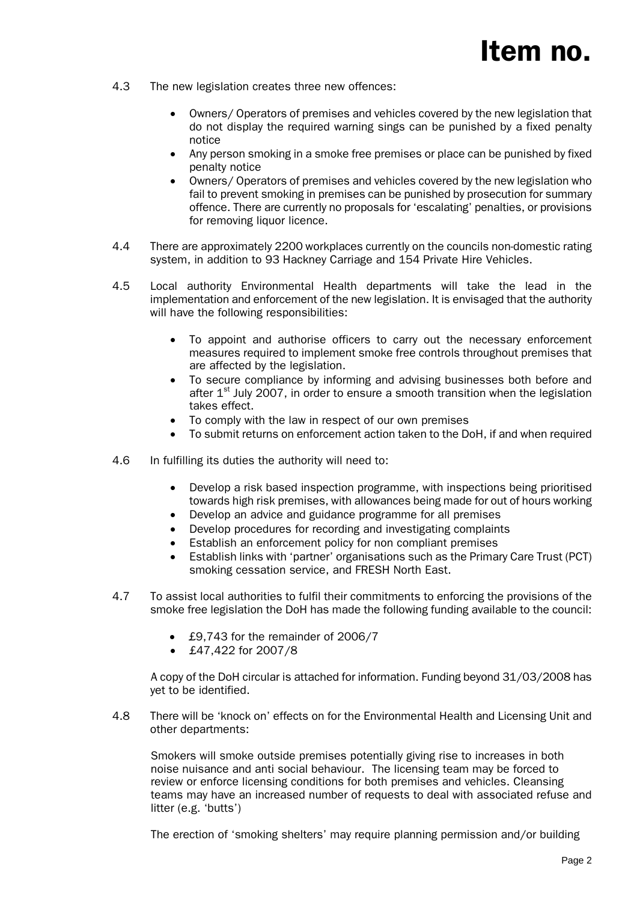4.3 The new legislation creates three new offences:

- Owners/ Operators of premises and vehicles covered by the new legislation that do not display the required warning sings can be punished by a fixed penalty notice
- Any person smoking in a smoke free premises or place can be punished by fixed penalty notice
- Owners/ Operators of premises and vehicles covered by the new legislation who fail to prevent smoking in premises can be punished by prosecution for summary offence. There are currently no proposals for 'escalating' penalties, or provisions for removing liquor licence.

4.4 There are approximately 2200 workplaces currently on the councils non-domestic rating system, in addition to 93 Hackney Carriage and 154 Private Hire Vehicles.

4.5 Local authority Environmental Health departments will take the lead in the implementation and enforcement of the new legislation. It is envisaged that the authority will have the following responsibilities:

- To appoint and authorise officers to carry out the necessary enforcement measures required to implement smoke free controls throughout premises that are affected by the legislation.
- To secure compliance by informing and advising businesses both before and after 1st July 2007, in order to ensure a smooth transition when the legislation takes effect.
- To comply with the law in respect of our own premises
- To submit returns on enforcement action taken to the DoH, if and when required

4.6 In fulfilling its duties the authority will need to:

- Develop a risk based inspection programme, with inspections being prioritised towards high risk premises, with allowances being made for out of hours working
- Develop an advice and guidance programme for all premises
- Develop procedures for recording and investigating complaints
- Establish an enforcement policy for non compliant premises
- Establish links with 'partner' organisations such as the Primary Care Trust (PCT) smoking cessation service, and FRESH North East.

4.7 To assist local authorities to fulfil their commitments to enforcing the provisions of the smoke free legislation the DoH has made the following funding available to the council:

- £9,743 for the remainder of 2006/7
- £47,422 for 2007/8

A copy of the DoH circular is attached for information. Funding beyond 31/03/2008 has yet to be identified.

4.8 There will be 'knock on' effects on for the Environmental Health and Licensing Unit and other departments:

Smokers will smoke outside premises potentially giving rise to increases in both noise nuisance and anti social behaviour. The licensing team may be forced to review or enforce licensing conditions for both premises and vehicles. Cleansing teams may have an increased number of requests to deal with associated refuse and litter (e.g. 'butts')

The erection of 'smoking shelters' may require planning permission and/or building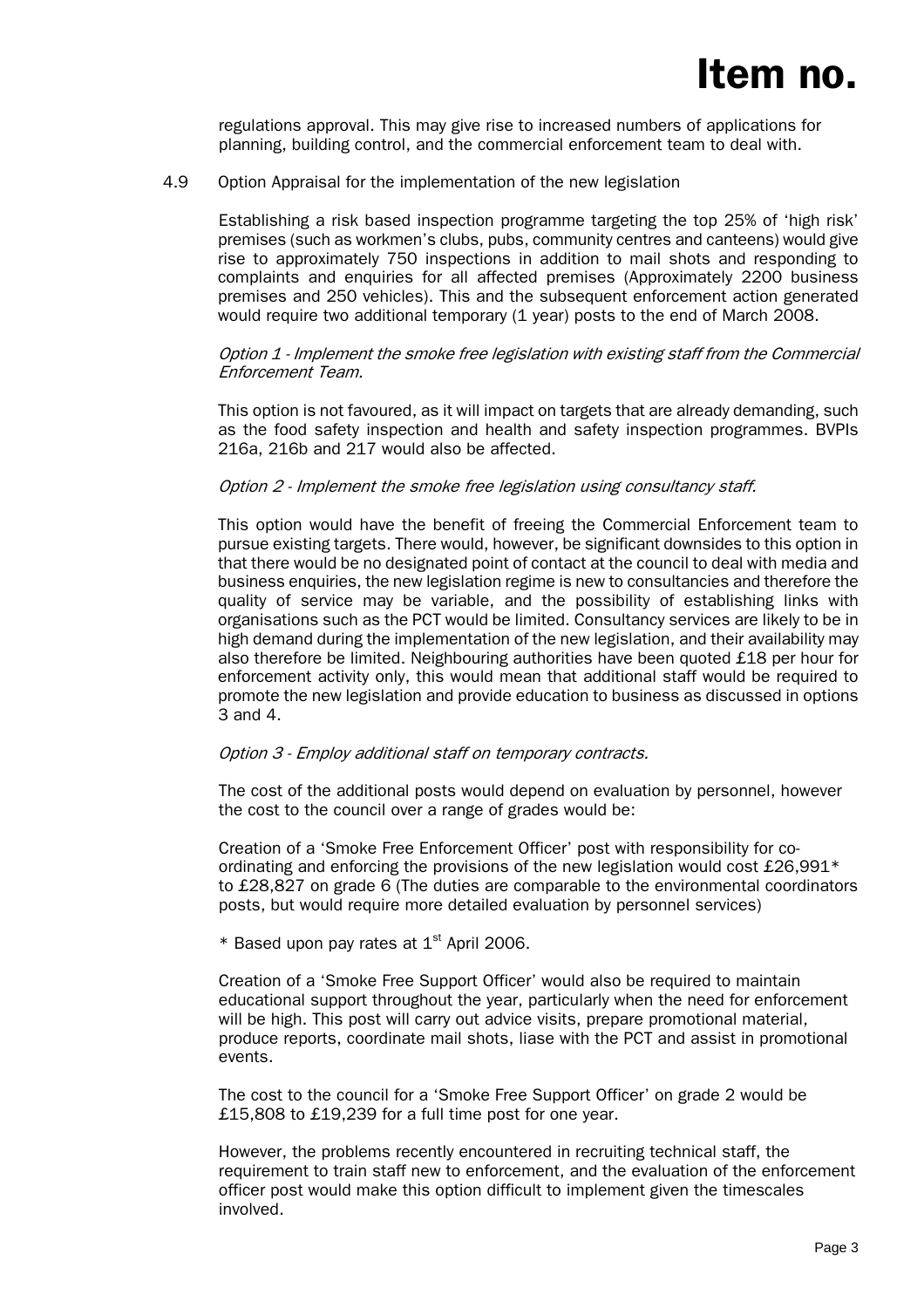regulations approval. This may give rise to increased numbers of applications for planning, building control, and the commercial enforcement team to deal with.

4.9 Option Appraisal for the implementation of the new legislation

Establishing a risk based inspection programme targeting the top 25% of 'high risk' premises (such as workmen's clubs, pubs, community centres and canteens) would give rise to approximately 750 inspections in addition to mail shots and responding to complaints and enquiries for all affected premises (Approximately 2200 business premises and 250 vehicles). This and the subsequent enforcement action generated would require two additional temporary (1 year) posts to the end of March 2008.

*Option 1 - Implement the smoke free legislation with existing staff from the Commercial Enforcement Team.*

This option is not favoured, as it will impact on targets that are already demanding, such as the food safety inspection and health and safety inspection programmes. BVPIs 216a, 216b and 217 would also be affected.

*Option 2 - Implement the smoke free legislation using consultancy staff.*

This option would have the benefit of freeing the Commercial Enforcement team to pursue existing targets. There would, however, be significant downsides to this option in that there would be no designated point of contact at the council to deal with media and business enquiries, the new legislation regime is new to consultancies and therefore the quality of service may be variable, and the possibility of establishing links with organisations such as the PCT would be limited. Consultancy services are likely to be in high demand during the implementation of the new legislation, and their availability may also therefore be limited. Neighbouring authorities have been quoted £18 per hour for enforcement activity only, this would mean that additional staff would be required to promote the new legislation and provide education to business as discussed in options 3 and 4.

*Option 3 - Employ additional staff on temporary contracts.*

The cost of the additional posts would depend on evaluation by personnel, however the cost to the council over a range of grades would be:

Creation of a 'Smoke Free Enforcement Officer' post with responsibility for co-ordinating and enforcing the provisions of the new legislation would cost £26,991* to £28,827 on grade 6 (The duties are comparable to the environmental coordinators posts, but would require more detailed evaluation by personnel services)

* Based upon pay rates at 1st April 2006.

Creation of a 'Smoke Free Support Officer' would also be required to maintain educational support throughout the year, particularly when the need for enforcement will be high. This post will carry out advice visits, prepare promotional material, produce reports, coordinate mail shots, liase with the PCT and assist in promotional events.

The cost to the council for a 'Smoke Free Support Officer' on grade 2 would be £15,808 to £19,239 for a full time post for one year.

However, the problems recently encountered in recruiting technical staff, the requirement to train staff new to enforcement, and the evaluation of the enforcement officer post would make this option difficult to implement given the timescales involved.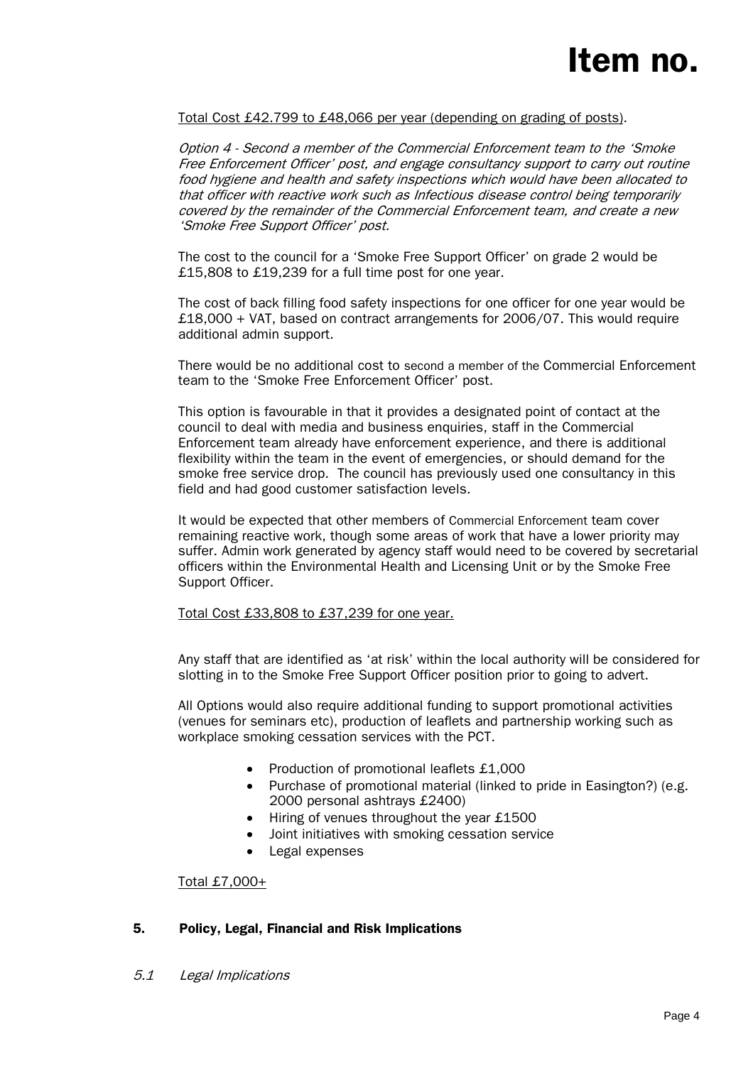Total Cost £42.799 to £48,066 per year (depending on grading of posts).

*Option 4 - Second a member of the Commercial Enforcement team to the 'Smoke Free Enforcement Officer' post, and engage consultancy support to carry out routine food hygiene and health and safety inspections which would have been allocated to that officer with reactive work such as Infectious disease control being temporarily covered by the remainder of the Commercial Enforcement team, and create a new 'Smoke Free Support Officer' post.*

The cost to the council for a 'Smoke Free Support Officer' on grade 2 would be £15,808 to £19,239 for a full time post for one year.

The cost of back filling food safety inspections for one officer for one year would be £18,000 + VAT, based on contract arrangements for 2006/07. This would require additional admin support.

There would be no additional cost to second a member of the Commercial Enforcement team to the 'Smoke Free Enforcement Officer' post.

This option is favourable in that it provides a designated point of contact at the council to deal with media and business enquiries, staff in the Commercial Enforcement team already have enforcement experience, and there is additional flexibility within the team in the event of emergencies, or should demand for the smoke free service drop. The council has previously used one consultancy in this field and had good customer satisfaction levels.

It would be expected that other members of Commercial Enforcement team cover remaining reactive work, though some areas of work that have a lower priority may suffer. Admin work generated by agency staff would need to be covered by secretarial officers within the Environmental Health and Licensing Unit or by the Smoke Free Support Officer.

Total Cost £33,808 to £37,239 for one year.

Any staff that are identified as 'at risk' within the local authority will be considered for slotting in to the Smoke Free Support Officer position prior to going to advert.

All Options would also require additional funding to support promotional activities (venues for seminars etc), production of leaflets and partnership working such as workplace smoking cessation services with the PCT.

- Production of promotional leaflets £1,000
- Purchase of promotional material (linked to pride in Easington?) (e.g. 2000 personal ashtrays £2400)
- Hiring of venues throughout the year £1500
- Joint initiatives with smoking cessation service
- Legal expenses

Total £7,000+

## 5. Policy, Legal, Financial and Risk Implications

*5.1 Legal Implications*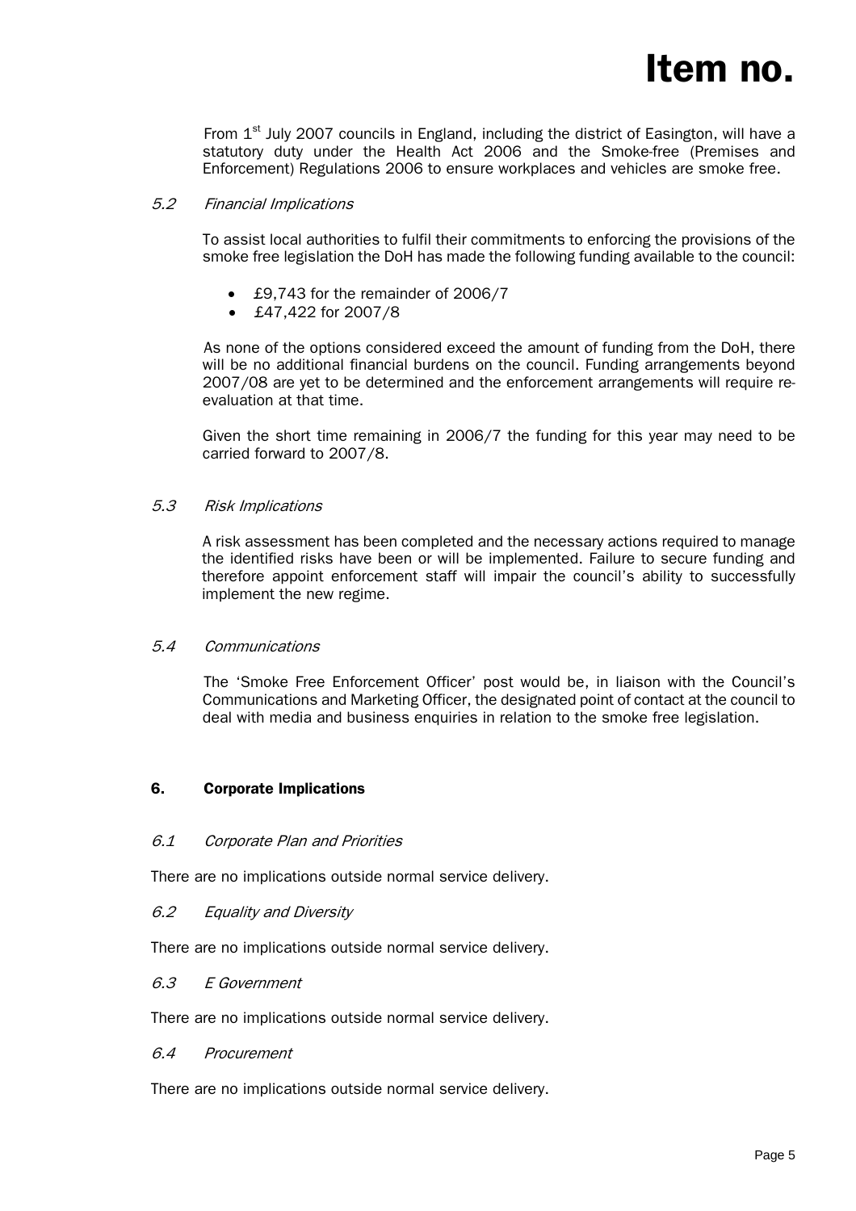From 1st July 2007 councils in England, including the district of Easington, will have a statutory duty under the Health Act 2006 and the Smoke-free (Premises and Enforcement) Regulations 2006 to ensure workplaces and vehicles are smoke free.

*5.2 Financial Implications*

To assist local authorities to fulfil their commitments to enforcing the provisions of the smoke free legislation the DoH has made the following funding available to the council:

- £9,743 for the remainder of 2006/7
- £47,422 for 2007/8

As none of the options considered exceed the amount of funding from the DoH, there will be no additional financial burdens on the council. Funding arrangements beyond 2007/08 are yet to be determined and the enforcement arrangements will require re-evaluation at that time.

Given the short time remaining in 2006/7 the funding for this year may need to be carried forward to 2007/8.

*5.3 Risk Implications*

A risk assessment has been completed and the necessary actions required to manage the identified risks have been or will be implemented. Failure to secure funding and therefore appoint enforcement staff will impair the council's ability to successfully implement the new regime.

*5.4 Communications*

The 'Smoke Free Enforcement Officer' post would be, in liaison with the Council's Communications and Marketing Officer, the designated point of contact at the council to deal with media and business enquiries in relation to the smoke free legislation.

## 6. Corporate Implications

*6.1 Corporate Plan and Priorities*

There are no implications outside normal service delivery.

*6.2 Equality and Diversity*

There are no implications outside normal service delivery.

*6.3 E Government*

There are no implications outside normal service delivery.

*6.4 Procurement*

There are no implications outside normal service delivery.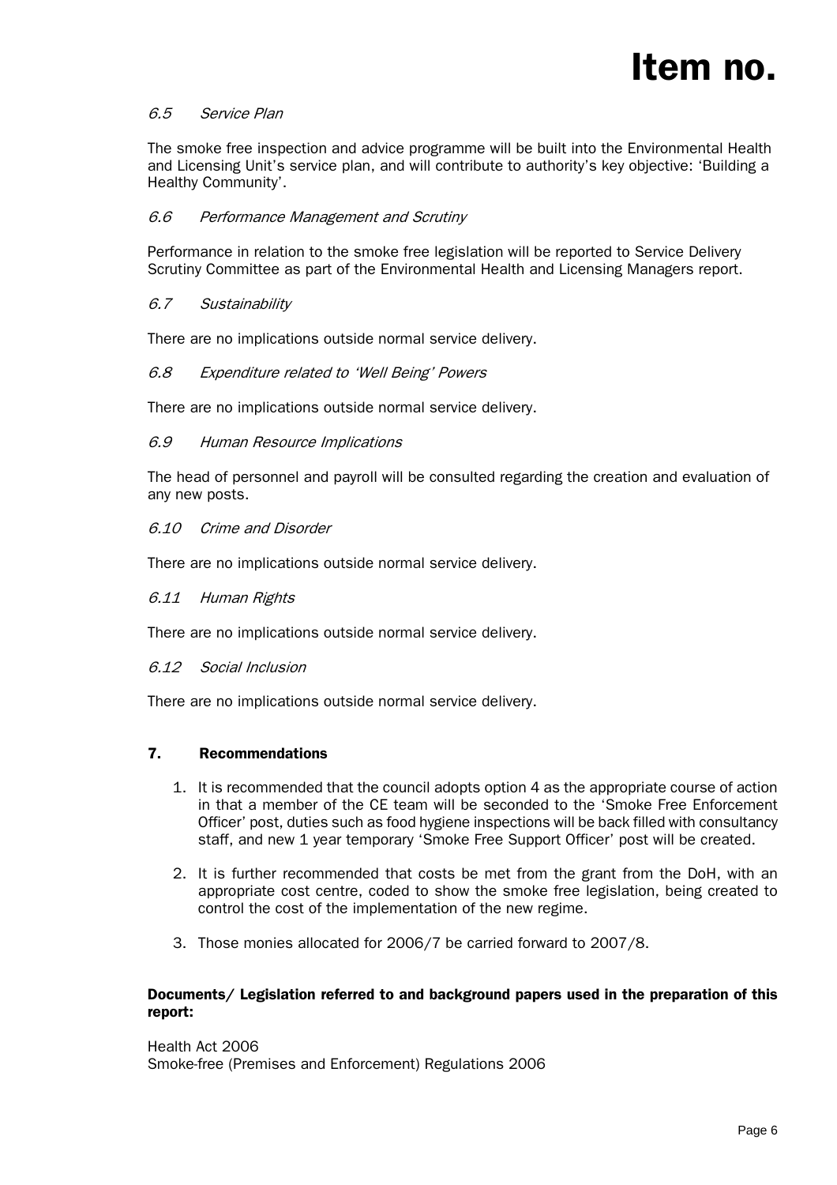*6.5 Service Plan*

The smoke free inspection and advice programme will be built into the Environmental Health and Licensing Unit's service plan, and will contribute to authority's key objective: 'Building a Healthy Community'.

*6.6 Performance Management and Scrutiny*

Performance in relation to the smoke free legislation will be reported to Service Delivery Scrutiny Committee as part of the Environmental Health and Licensing Managers report.

*6.7 Sustainability*

There are no implications outside normal service delivery.

*6.8 Expenditure related to 'Well Being' Powers*

There are no implications outside normal service delivery.

*6.9 Human Resource Implications*

The head of personnel and payroll will be consulted regarding the creation and evaluation of any new posts.

*6.10 Crime and Disorder*

There are no implications outside normal service delivery.

*6.11 Human Rights*

There are no implications outside normal service delivery.

*6.12 Social Inclusion*

There are no implications outside normal service delivery.

## 7. Recommendations

1. It is recommended that the council adopts option 4 as the appropriate course of action in that a member of the CE team will be seconded to the 'Smoke Free Enforcement Officer' post, duties such as food hygiene inspections will be back filled with consultancy staff, and new 1 year temporary 'Smoke Free Support Officer' post will be created.

2. It is further recommended that costs be met from the grant from the DoH, with an appropriate cost centre, coded to show the smoke free legislation, being created to control the cost of the implementation of the new regime.

3. Those monies allocated for 2006/7 be carried forward to 2007/8.

**Documents/ Legislation referred to and background papers used in the preparation of this report:**

Health Act 2006
Smoke-free (Premises and Enforcement) Regulations 2006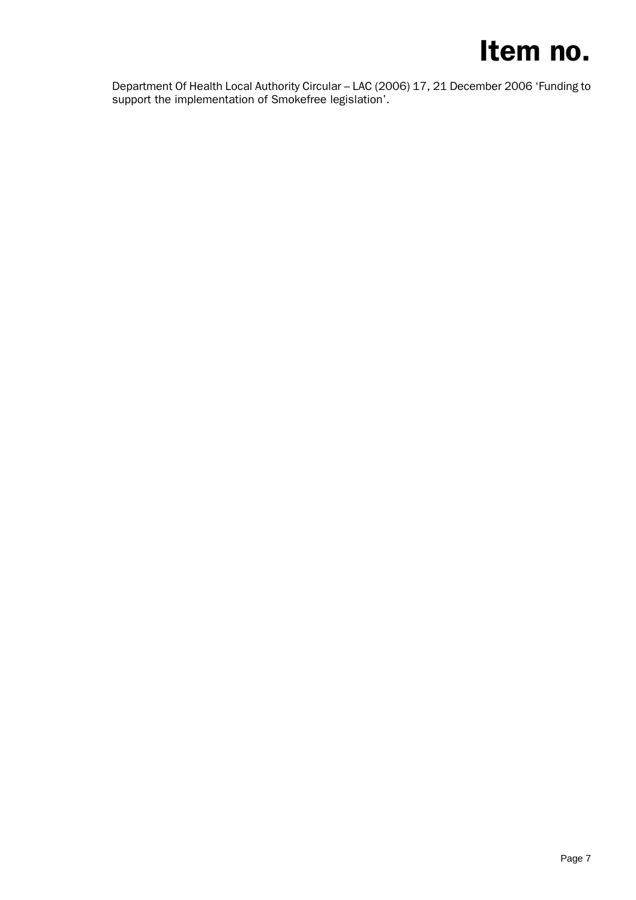# Item no.

Department Of Health Local Authority Circular – LAC (2006) 17, 21 December 2006 'Funding to support the implementation of Smokefree legislation'.